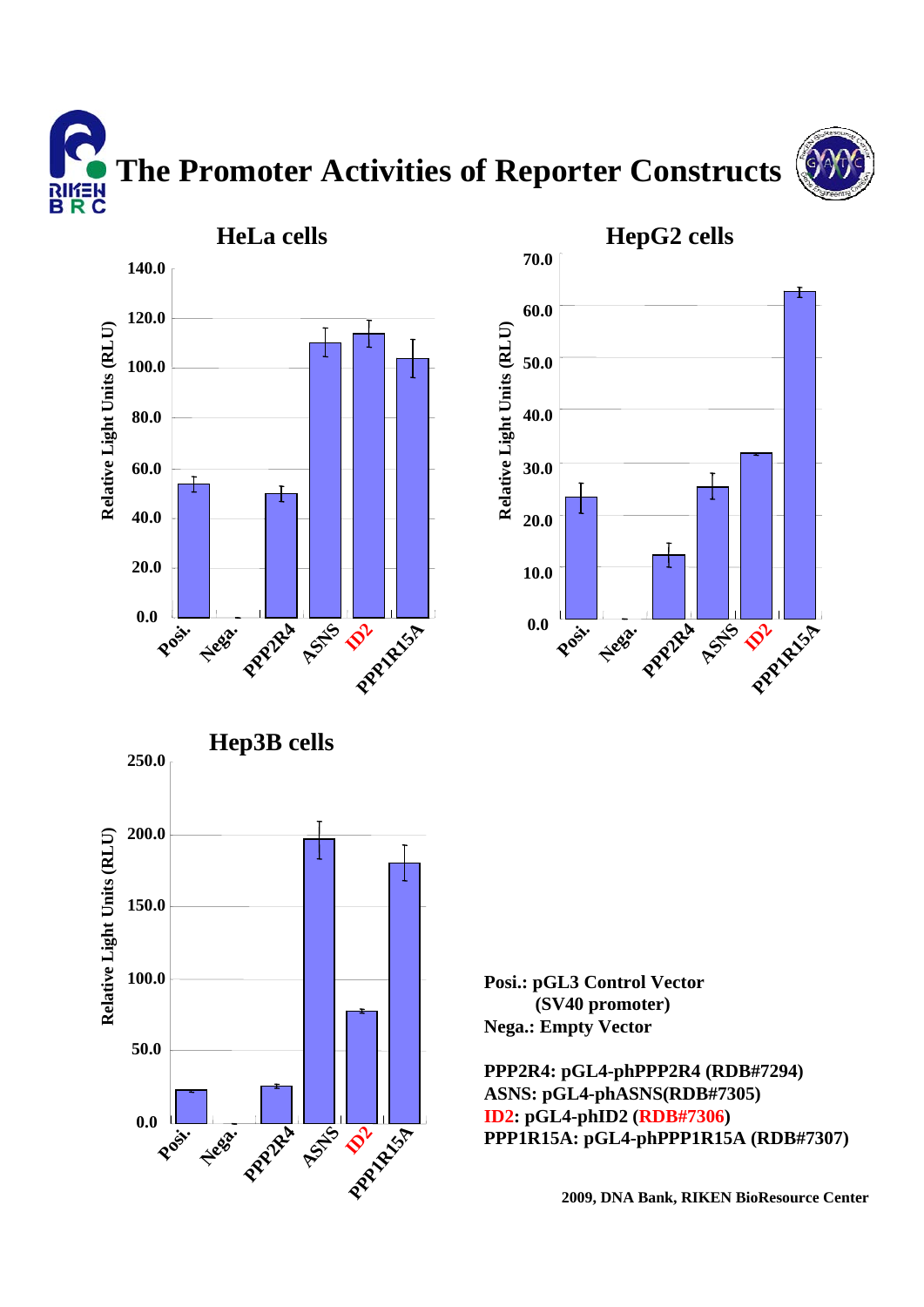# The Promoter Activities of Reporter Constructs

## HeLa cells

## HepG2 cells

## Hep3B cells

**Posi.: pGL3 Control Vector (SV40 promoter)**
**Nega.: Empty Vector**

**PPP2R4: pGL4-phPPP2R4 (RDB#7294)**
**ASNS: pGL4-phASNS(RDB#7305)**
**ID2: pGL4-phID2 (RDB#7306)**
**PPP1R15A: pGL4-phPPP1R15A (RDB#7307)**

**2009, DNA Bank, RIKEN BioResource Center**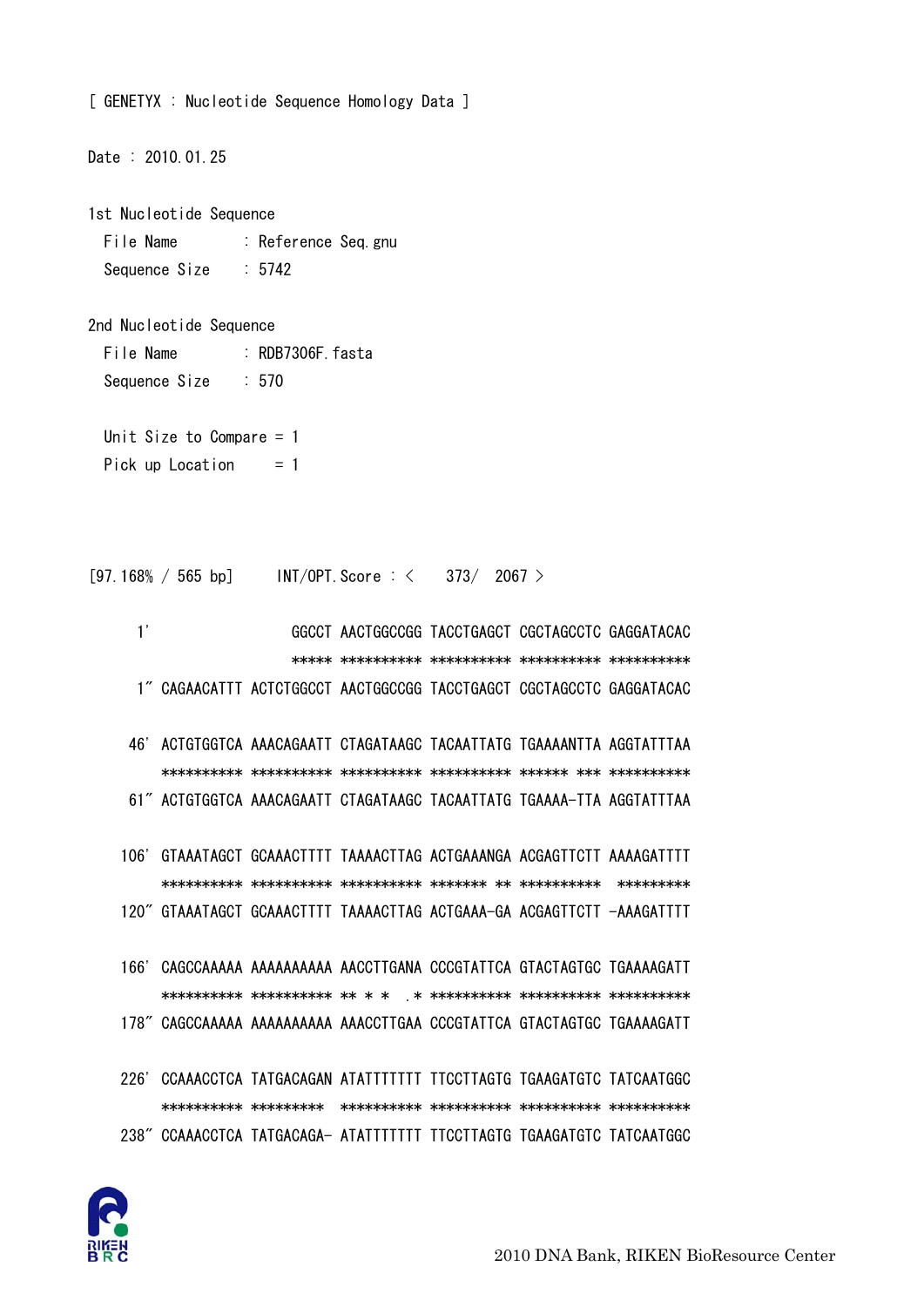[ GENETYX : Nucleotide Sequence Homology Data ]

Date : 2010.01.25

1st Nucleotide Sequence
  File Name : Reference Seq.gnu
  Sequence Size : 5742

2nd Nucleotide Sequence
  File Name : RDB7306F.fasta
  Sequence Size : 570

  Unit Size to Compare = 1
  Pick up Location = 1

```
[97.168% / 565 bp]     INT/OPT.Score : <    373/  2067 >

     1'                 GGCCT AACTGGCCGG TACCTGAGCT CGCTAGCCTC GAGGATACAC
                        ***** ********** ********** ********** **********
     1" CAGAACATTT ACTCTGGCCT AACTGGCCGG TACCTGAGCT CGCTAGCCTC GAGGATACAC

    46' ACTGTGGTCA AAACAGAATT CTAGATAAGC TACAATTATG TGAAAANTTA AGGTATTTAA
        ********** ********** ********** ********** ****** *** **********
    61" ACTGTGGTCA AAACAGAATT CTAGATAAGC TACAATTATG TGAAAA-TTA AGGTATTTAA

   106' GTAAATAGCT GCAAACTTTT TAAAACTTAG ACTGAAANGA ACGAGTTCTT AAAAGATTTT
        ********** ********** ********** ******* ** **********  *********
   120" GTAAATAGCT GCAAACTTTT TAAAACTTAG ACTGAAA-GA ACGAGTTCTT -AAAGATTTT

   166' CAGCCAAAAA AAAAAAAAAA AACCTTGANA CCCGTATTCA GTACTAGTGC TGAAAAGATT
        ********** ********** ** * *  .* ********** ********** **********
   178" CAGCCAAAAA AAAAAAAAAA AAACCTTGAA CCCGTATTCA GTACTAGTGC TGAAAAGATT

   226' CCAAACCTCA TATGACAGAN ATATTTTTTT TTCCTTAGTG TGAAGATGTC TATCAATGGC
        ********** *********  ********** ********** ********** **********
   238" CCAAACCTCA TATGACAGA- ATATTTTTTT TTCCTTAGTG TGAAGATGTC TATCAATGGC
```

2010 DNA Bank, RIKEN BioResource Center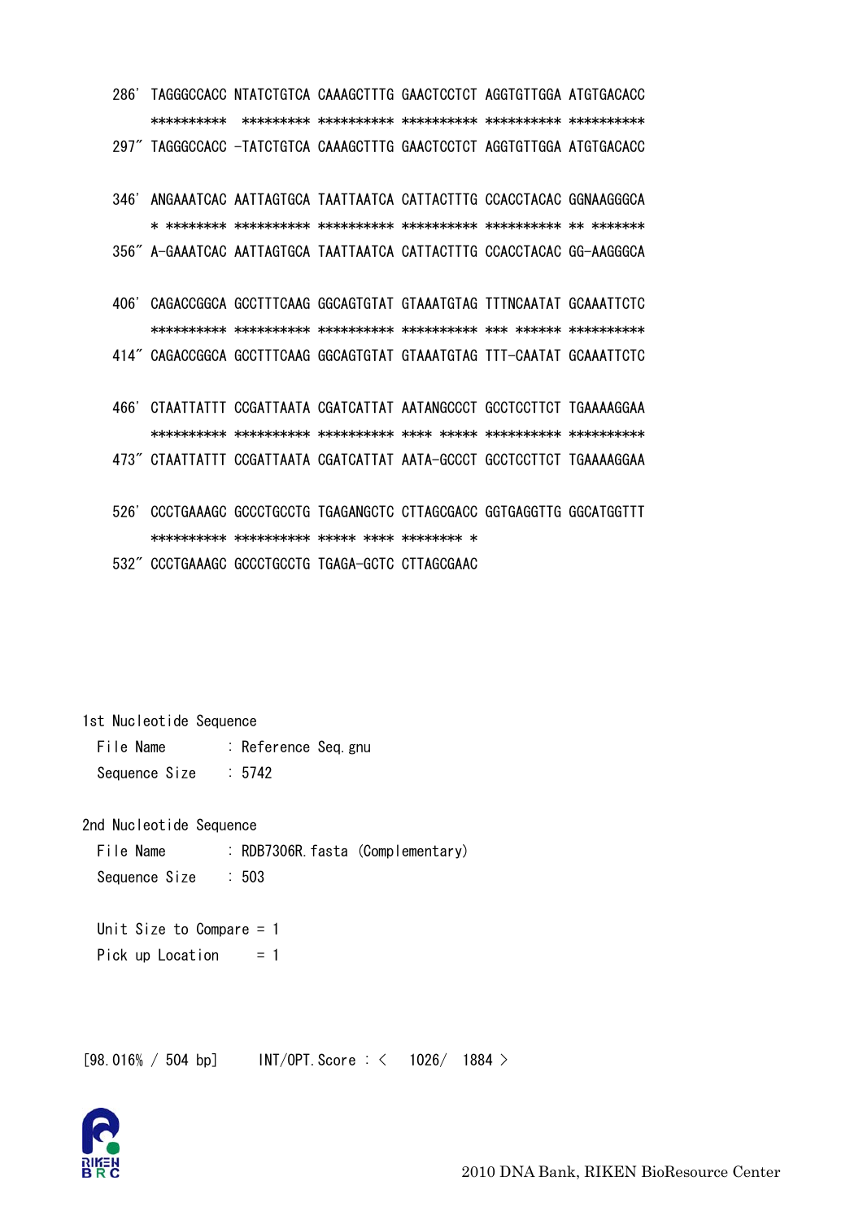```
286' TAGGGCCACC NTATCTGTCA CAAAGCTTTG GAACTCCTCT AGGTGTTGGA ATGTGACACC
     ********** ********* ********** ********** ********** **********
297" TAGGGCCACC -TATCTGTCA CAAAGCTTTG GAACTCCTCT AGGTGTTGGA ATGTGACACC

346' ANGAAATCAC AATTAGTGCA TAATTAATCA CATTACTTTG CCACCTACAC GGNAAGGGCA
     * ******** ********** ********** ********** ********** ** *******
356" A-GAAATCAC AATTAGTGCA TAATTAATCA CATTACTTTG CCACCTACAC GG-AAGGGCA

406' CAGACCGGCA GCCTTTCAAG GGCAGTGTAT GTAAATGTAG TTTNCAATAT GCAAATTCTC
     ********** ********** ********** ********** *** ****** **********
414" CAGACCGGCA GCCTTTCAAG GGCAGTGTAT GTAAATGTAG TTT-CAATAT GCAAATTCTC

466' CTAATTATTT CCGATTAATA CGATCATTAT AATANGCCCT GCCTCCTTCT TGAAAAGGAA
     ********** ********** ********** **** ***** ********** **********
473" CTAATTATTT CCGATTAATA CGATCATTAT AATA-GCCCT GCCTCCTTCT TGAAAAGGAA

526' CCCTGAAAGC GCCCTGCCTG TGAGANGCTC CTTAGCGACC GGTGAGGTTG GGCATGGTTT
     ********** ********** ***** **** ******** *
532" CCCTGAAAGC GCCCTGCCTG TGAGA-GCTC CTTAGCGAAC
```

1st Nucleotide Sequence
File Name : Reference Seq.gnu
Sequence Size : 5742

2nd Nucleotide Sequence
File Name : RDB7306R.fasta (Complementary)
Sequence Size : 503

Unit Size to Compare = 1
Pick up Location = 1

[98.016% / 504 bp] INT/OPT.Score : < 1026/ 1884 >

2010 DNA Bank, RIKEN BioResource Center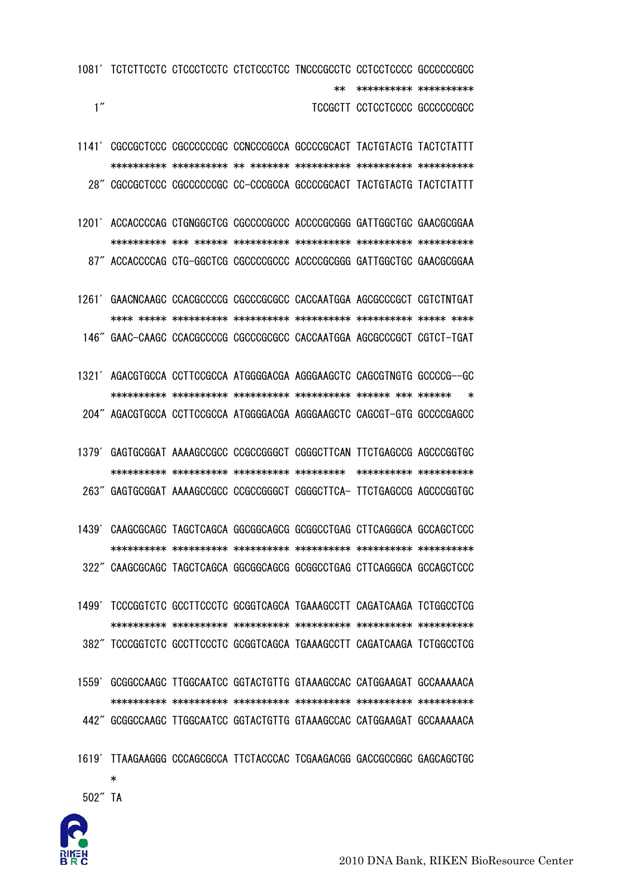```
1081' TCTCTTCCTC CTCCCTCCTC CTCTCCCTCC TNCCCGCCTC CCTCCTCCCC GCCCCCCGCC
                                              **  ********** **********
   1"                                      TCCGCTT CCTCCTCCCC GCCCCCCGCC

1141' CGCCGCTCCC CGCCCCCCGC CCNCCCGCCA GCCCCGCACT TACTGTACTG TACTCTATTT
      ********** ********** ** ******* ********** ********** **********
  28" CGCCGCTCCC CGCCCCCCGC CC-CCCGCCA GCCCCGCACT TACTGTACTG TACTCTATTT

1201' ACCACCCCAG CTGNGGCTCG CGCCCCGCCC ACCCCGCGGG GATTGGCTGC GAACGCGGAA
      ********** *** ****** ********** ********** ********** **********
  87" ACCACCCCAG CTG-GGCTCG CGCCCCGCCC ACCCCGCGGG GATTGGCTGC GAACGCGGAA

1261' GAACNCAAGC CCACGCCCCG CGCCCGCGCC CACCAATGGA AGCGCCCGCT CGTCTNTGAT
      **** ***** ********** ********** ********** ********** ***** ****
 146" GAAC-CAAGC CCACGCCCCG CGCCCGCGCC CACCAATGGA AGCGCCCGCT CGTCT-TGAT

1321' AGACGTGCCA CCTTCCGCCA ATGGGGACGA AGGGAAGCTC CAGCGTNGTG GCCCCG--GC
      ********** ********** ********** ********** ****** *** ******   *
 204" AGACGTGCCA CCTTCCGCCA ATGGGGACGA AGGGAAGCTC CAGCGT-GTG GCCCCGAGCC

1379' GAGTGCGGAT AAAAGCCGCC CCGCCGGGCT CGGGCTTCAN TTCTGAGCCG AGCCCGGTGC
      ********** ********** ********** *********  ********** **********
 263" GAGTGCGGAT AAAAGCCGCC CCGCCGGGCT CGGGCTTCA- TTCTGAGCCG AGCCCGGTGC

1439' CAAGCGCAGC TAGCTCAGCA GGCGGCAGCG GCGGCCTGAG CTTCAGGGCA GCCAGCTCCC
      ********** ********** ********** ********** ********** **********
 322" CAAGCGCAGC TAGCTCAGCA GGCGGCAGCG GCGGCCTGAG CTTCAGGGCA GCCAGCTCCC

1499' TCCCGGTCTC GCCTTCCCTC GCGGTCAGCA TGAAAGCCTT CAGATCAAGA TCTGGCCTCG
      ********** ********** ********** ********** ********** **********
 382" TCCCGGTCTC GCCTTCCCTC GCGGTCAGCA TGAAAGCCTT CAGATCAAGA TCTGGCCTCG

1559' GCGGCCAAGC TTGGCAATCC GGTACTGTTG GTAAAGCCAC CATGGAAGAT GCCAAAAACA
      ********** ********** ********** ********** ********** **********
 442" GCGGCCAAGC TTGGCAATCC GGTACTGTTG GTAAAGCCAC CATGGAAGAT GCCAAAAACA

1619' TTAAGAAGGG CCCAGCGCCA TTCTACCCAC TCGAAGACGG GACCGCCGGC GAGCAGCTGC
      *
 502" TA
```

2010 DNA Bank, RIKEN BioResource Center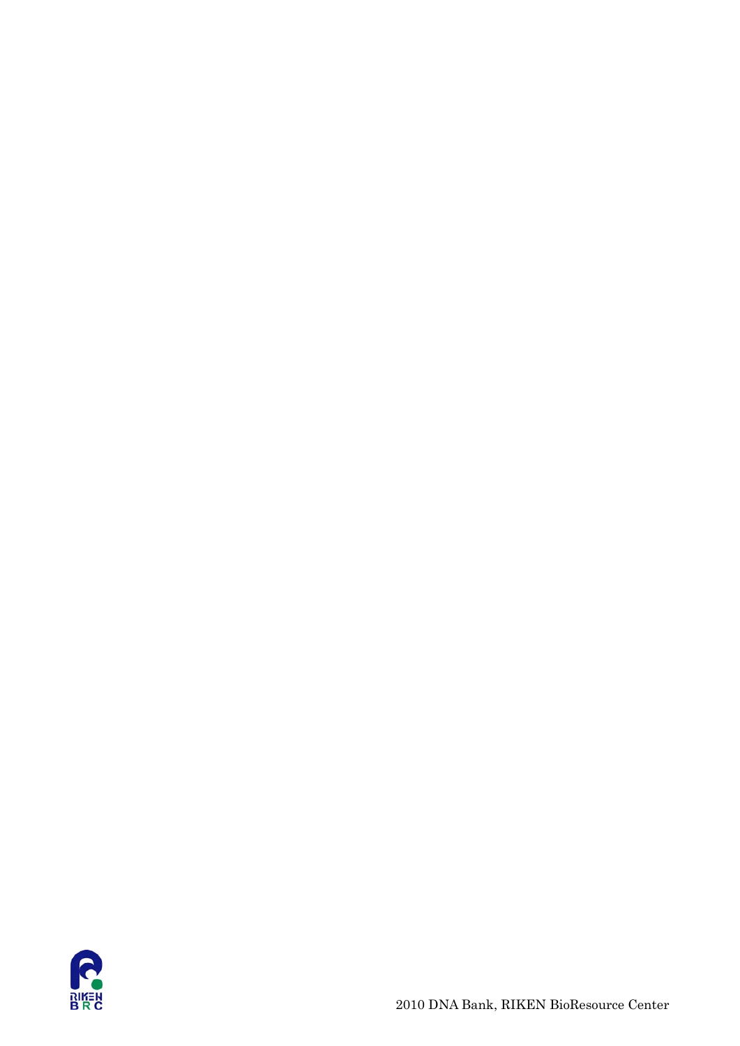RIKEN BRC

2010 DNA Bank, RIKEN BioResource Center